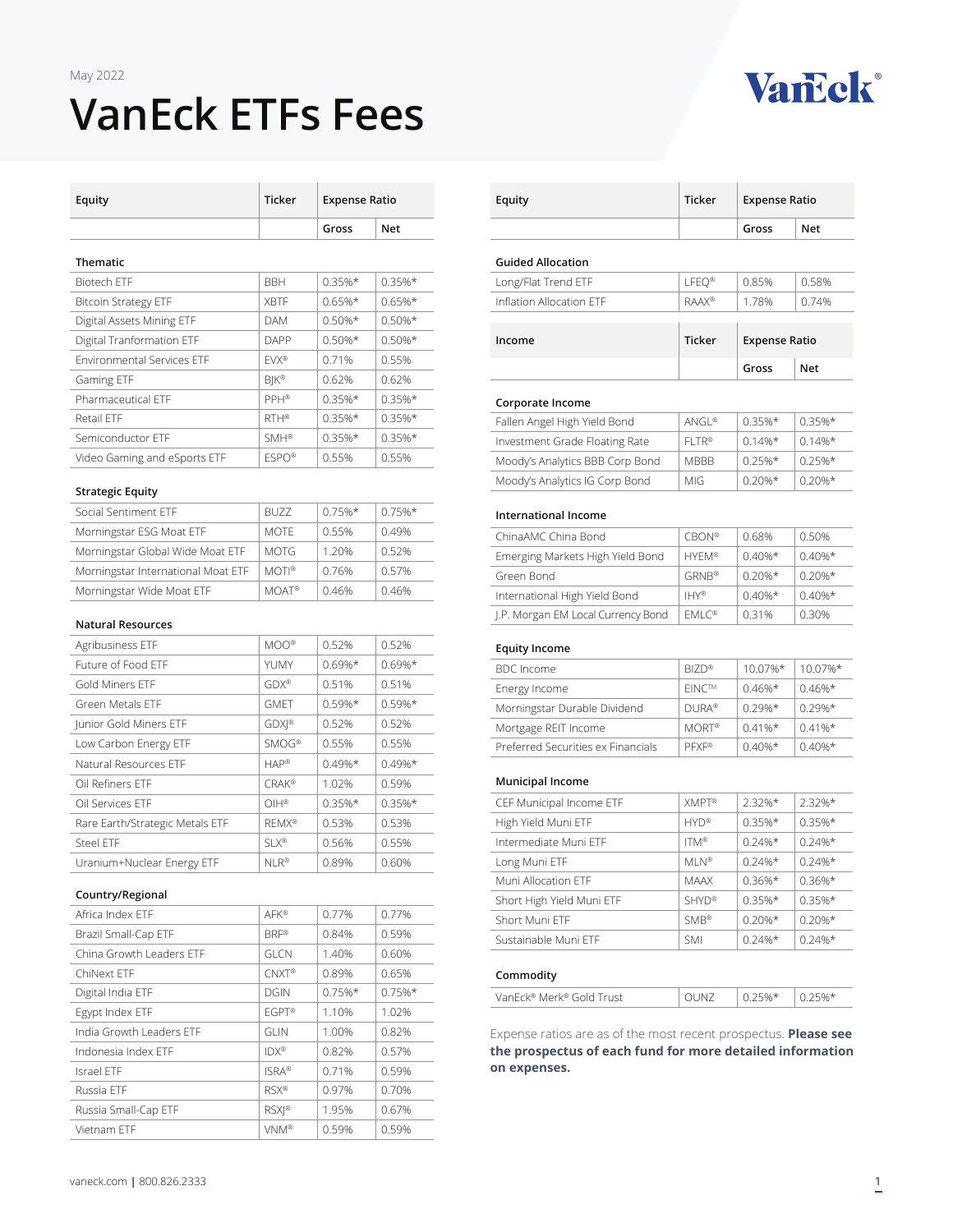May 2022

# VanEck ETFs Fees

| Equity | Ticker | Expense Ratio | |
|---|---|---|---|
| | | Gross | Net |
| **Thematic** | | | |
| Biotech ETF | BBH | 0.35%* | 0.35%* |
| Bitcoin Strategy ETF | XBTF | 0.65%* | 0.65%* |
| Digital Assets Mining ETF | DAM | 0.50%* | 0.50%* |
| Digital Tranformation ETF | DAPP | 0.50%* | 0.50%* |
| Environmental Services ETF | EVX® | 0.71% | 0.55% |
| Gaming ETF | BJK® | 0.62% | 0.62% |
| Pharmaceutical ETF | PPH® | 0.35%* | 0.35%* |
| Retail ETF | RTH® | 0.35%* | 0.35%* |
| Semiconductor ETF | SMH® | 0.35%* | 0.35%* |
| Video Gaming and eSports ETF | ESPO® | 0.55% | 0.55% |
| **Strategic Equity** | | | |
| Social Sentiment ETF | BUZZ | 0.75%* | 0.75%* |
| Morningstar ESG Moat ETF | MOTE | 0.55% | 0.49% |
| Morningstar Global Wide Moat ETF | MOTG | 1.20% | 0.52% |
| Morningstar International Moat ETF | MOTI® | 0.76% | 0.57% |
| Morningstar Wide Moat ETF | MOAT® | 0.46% | 0.46% |
| **Natural Resources** | | | |
| Agribusiness ETF | MOO® | 0.52% | 0.52% |
| Future of Food ETF | YUMY | 0.69%* | 0.69%* |
| Gold Miners ETF | GDX® | 0.51% | 0.51% |
| Green Metals ETF | GMET | 0.59%* | 0.59%* |
| Junior Gold Miners ETF | GDXJ® | 0.52% | 0.52% |
| Low Carbon Energy ETF | SMOG® | 0.55% | 0.55% |
| Natural Resources ETF | HAP® | 0.49%* | 0.49%* |
| Oil Refiners ETF | CRAK® | 1.02% | 0.59% |
| Oil Services ETF | OIH® | 0.35%* | 0.35%* |
| Rare Earth/Strategic Metals ETF | REMX® | 0.53% | 0.53% |
| Steel ETF | SLX® | 0.56% | 0.55% |
| Uranium+Nuclear Energy ETF | NLR® | 0.89% | 0.60% |
| **Country/Regional** | | | |
| Africa Index ETF | AFK® | 0.77% | 0.77% |
| Brazil Small-Cap ETF | BRF® | 0.84% | 0.59% |
| China Growth Leaders ETF | GLCN | 1.40% | 0.60% |
| ChiNext ETF | CNXT® | 0.89% | 0.65% |
| Digital India ETF | DGIN | 0.75%* | 0.75%* |
| Egypt Index ETF | EGPT® | 1.10% | 1.02% |
| India Growth Leaders ETF | GLIN | 1.00% | 0.82% |
| Indonesia Index ETF | IDX® | 0.82% | 0.57% |
| Israel ETF | ISRA® | 0.71% | 0.59% |
| Russia ETF | RSX® | 0.97% | 0.70% |
| Russia Small-Cap ETF | RSXJ® | 1.95% | 0.67% |
| Vietnam ETF | VNM® | 0.59% | 0.59% |

| Equity | Ticker | Expense Ratio | |
|---|---|---|---|
| | | Gross | Net |
| **Guided Allocation** | | | |
| Long/Flat Trend ETF | LFEQ® | 0.85% | 0.58% |
| Inflation Allocation ETF | RAAX® | 1.78% | 0.74% |

| Income | Ticker | Expense Ratio | |
|---|---|---|---|
| | | Gross | Net |
| **Corporate Income** | | | |
| Fallen Angel High Yield Bond | ANGL® | 0.35%* | 0.35%* |
| Investment Grade Floating Rate | FLTR® | 0.14%* | 0.14%* |
| Moody's Analytics BBB Corp Bond | MBBB | 0.25%* | 0.25%* |
| Moody's Analytics IG Corp Bond | MIG | 0.20%* | 0.20%* |
| **International Income** | | | |
| ChinaAMC China Bond | CBON® | 0.68% | 0.50% |
| Emerging Markets High Yield Bond | HYEM® | 0.40%* | 0.40%* |
| Green Bond | GRNB® | 0.20%* | 0.20%* |
| International High Yield Bond | IHY® | 0.40%* | 0.40%* |
| J.P. Morgan EM Local Currency Bond | EMLC® | 0.31% | 0.30% |
| **Equity Income** | | | |
| BDC Income | BIZD® | 10.07%* | 10.07%* |
| Energy Income | EINC™ | 0.46%* | 0.46%* |
| Morningstar Durable Dividend | DURA® | 0.29%* | 0.29%* |
| Mortgage REIT Income | MORT® | 0.41%* | 0.41%* |
| Preferred Securities ex Financials | PFXF® | 0.40%* | 0.40%* |
| **Municipal Income** | | | |
| CEF Municipal Income ETF | XMPT® | 2.32%* | 2.32%* |
| High Yield Muni ETF | HYD® | 0.35%* | 0.35%* |
| Intermediate Muni ETF | ITM® | 0.24%* | 0.24%* |
| Long Muni ETF | MLN® | 0.24%* | 0.24%* |
| Muni Allocation ETF | MAAX | 0.36%* | 0.36%* |
| Short High Yield Muni ETF | SHYD® | 0.35%* | 0.35%* |
| Short Muni ETF | SMB® | 0.20%* | 0.20%* |
| Sustainable Muni ETF | SMI | 0.24%* | 0.24%* |
| **Commodity** | | | |
| VanEck® Merk® Gold Trust | OUNZ | 0.25%* | 0.25%* |

Expense ratios are as of the most recent prospectus. **Please see the prospectus of each fund for more detailed information on expenses.**

vaneck.com | 800.826.2333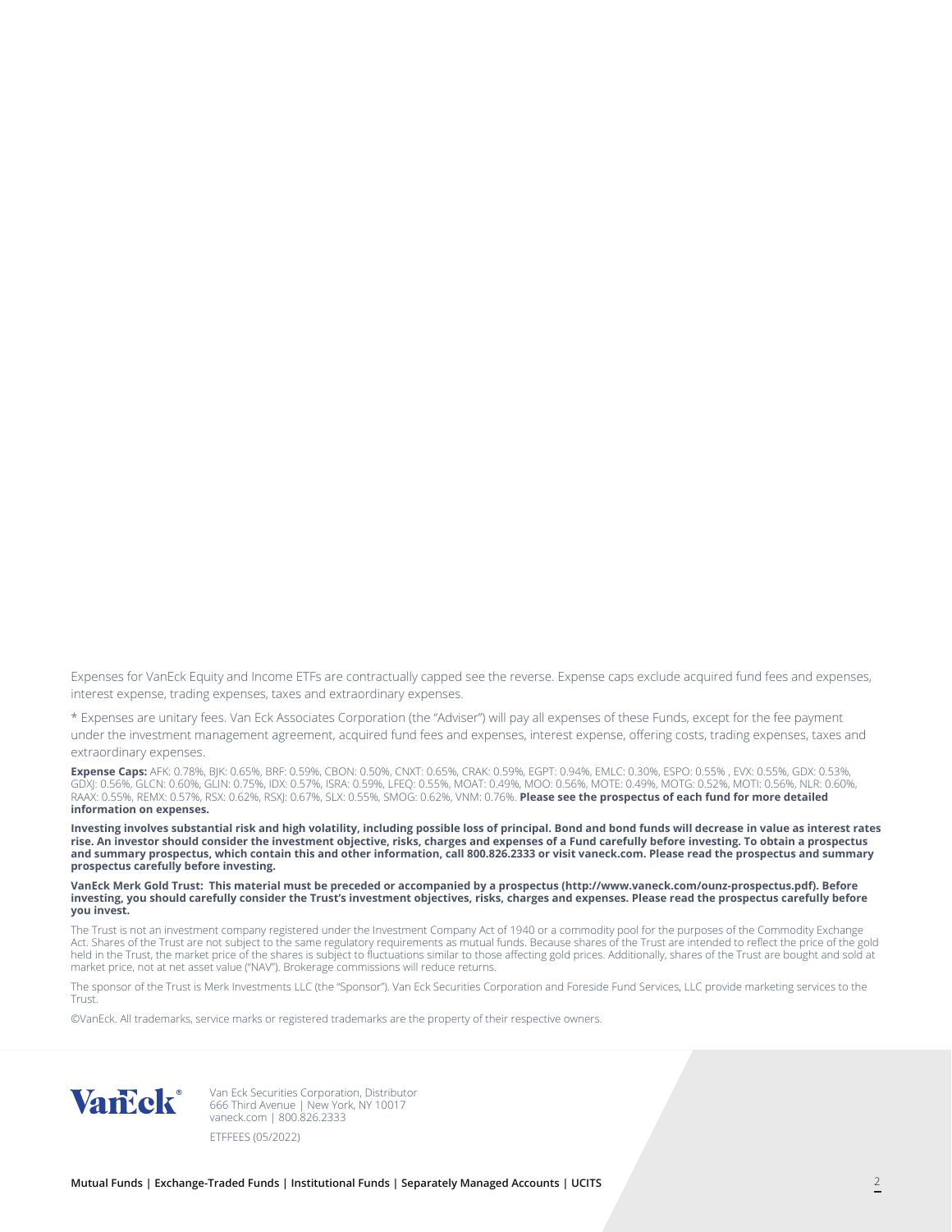Expenses for VanEck Equity and Income ETFs are contractually capped see the reverse. Expense caps exclude acquired fund fees and expenses, interest expense, trading expenses, taxes and extraordinary expenses.

* Expenses are unitary fees. Van Eck Associates Corporation (the "Adviser") will pay all expenses of these Funds, except for the fee payment under the investment management agreement, acquired fund fees and expenses, interest expense, offering costs, trading expenses, taxes and extraordinary expenses.

**Expense Caps:** AFK: 0.78%, BJK: 0.65%, BRF: 0.59%, CBON: 0.50%, CNXT: 0.65%, CRAK: 0.59%, EGPT: 0.94%, EMLC: 0.30%, ESPO: 0.55% , EVX: 0.55%, GDX: 0.53%, GDXJ: 0.56%, GLCN: 0.60%, GLIN: 0.75%, IDX: 0.57%, ISRA: 0.59%, LFEQ: 0.55%, MOAT: 0.49%, MOO: 0.56%, MOTE: 0.49%, MOTG: 0.52%, MOTI: 0.56%, NLR: 0.60%, RAAX: 0.55%, REMX: 0.57%, RSX: 0.62%, RSXJ: 0.67%, SLX: 0.55%, SMOG: 0.62%, VNM: 0.76%. **Please see the prospectus of each fund for more detailed information on expenses.**

**Investing involves substantial risk and high volatility, including possible loss of principal. Bond and bond funds will decrease in value as interest rates rise. An investor should consider the investment objective, risks, charges and expenses of a Fund carefully before investing. To obtain a prospectus and summary prospectus, which contain this and other information, call 800.826.2333 or visit vaneck.com. Please read the prospectus and summary prospectus carefully before investing.**

**VanEck Merk Gold Trust: This material must be preceded or accompanied by a prospectus (http://www.vaneck.com/ounz-prospectus.pdf). Before investing, you should carefully consider the Trust's investment objectives, risks, charges and expenses. Please read the prospectus carefully before you invest.**

The Trust is not an investment company registered under the Investment Company Act of 1940 or a commodity pool for the purposes of the Commodity Exchange Act. Shares of the Trust are not subject to the same regulatory requirements as mutual funds. Because shares of the Trust are intended to reflect the price of the gold held in the Trust, the market price of the shares is subject to fluctuations similar to those affecting gold prices. Additionally, shares of the Trust are bought and sold at market price, not at net asset value ("NAV"). Brokerage commissions will reduce returns.

The sponsor of the Trust is Merk Investments LLC (the "Sponsor"). Van Eck Securities Corporation and Foreside Fund Services, LLC provide marketing services to the Trust.

©VanEck. All trademarks, service marks or registered trademarks are the property of their respective owners.

VanEck®

Van Eck Securities Corporation, Distributor
666 Third Avenue | New York, NY 10017
vaneck.com | 800.826.2333

ETFFEES (05/2022)

**Mutual Funds | Exchange-Traded Funds | Institutional Funds | Separately Managed Accounts | UCITS**